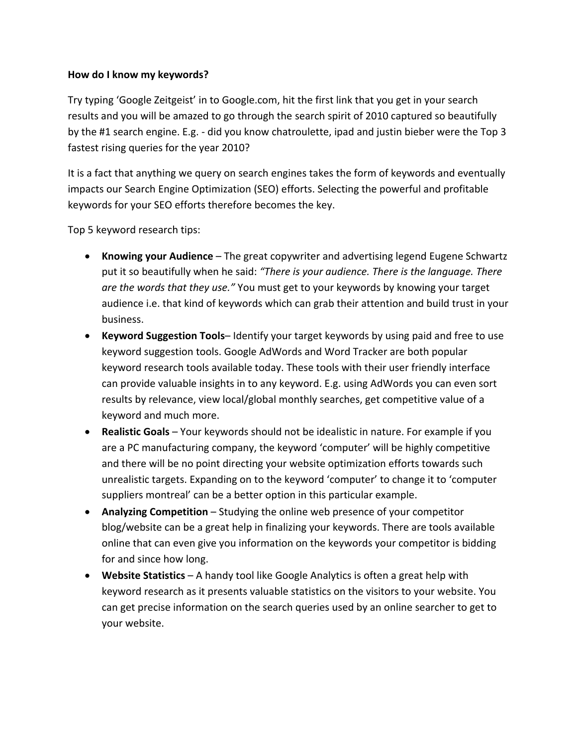**How do I know my keywords?**

Try typing 'Google Zeitgeist' in to Google.com, hit the first link that you get in your search results and you will be amazed to go through the search spirit of 2010 captured so beautifully by the #1 search engine. E.g. - did you know chatroulette, ipad and justin bieber were the Top 3 fastest rising queries for the year 2010?

It is a fact that anything we query on search engines takes the form of keywords and eventually impacts our Search Engine Optimization (SEO) efforts. Selecting the powerful and profitable keywords for your SEO efforts therefore becomes the key.

Top 5 keyword research tips:

- **Knowing your Audience** – The great copywriter and advertising legend Eugene Schwartz put it so beautifully when he said: *"There is your audience. There is the language. There are the words that they use."* You must get to your keywords by knowing your target audience i.e. that kind of keywords which can grab their attention and build trust in your business.
- **Keyword Suggestion Tools**– Identify your target keywords by using paid and free to use keyword suggestion tools. Google AdWords and Word Tracker are both popular keyword research tools available today. These tools with their user friendly interface can provide valuable insights in to any keyword. E.g. using AdWords you can even sort results by relevance, view local/global monthly searches, get competitive value of a keyword and much more.
- **Realistic Goals** – Your keywords should not be idealistic in nature. For example if you are a PC manufacturing company, the keyword 'computer' will be highly competitive and there will be no point directing your website optimization efforts towards such unrealistic targets. Expanding on to the keyword 'computer' to change it to 'computer suppliers montreal' can be a better option in this particular example.
- **Analyzing Competition** – Studying the online web presence of your competitor blog/website can be a great help in finalizing your keywords. There are tools available online that can even give you information on the keywords your competitor is bidding for and since how long.
- **Website Statistics** – A handy tool like Google Analytics is often a great help with keyword research as it presents valuable statistics on the visitors to your website. You can get precise information on the search queries used by an online searcher to get to your website.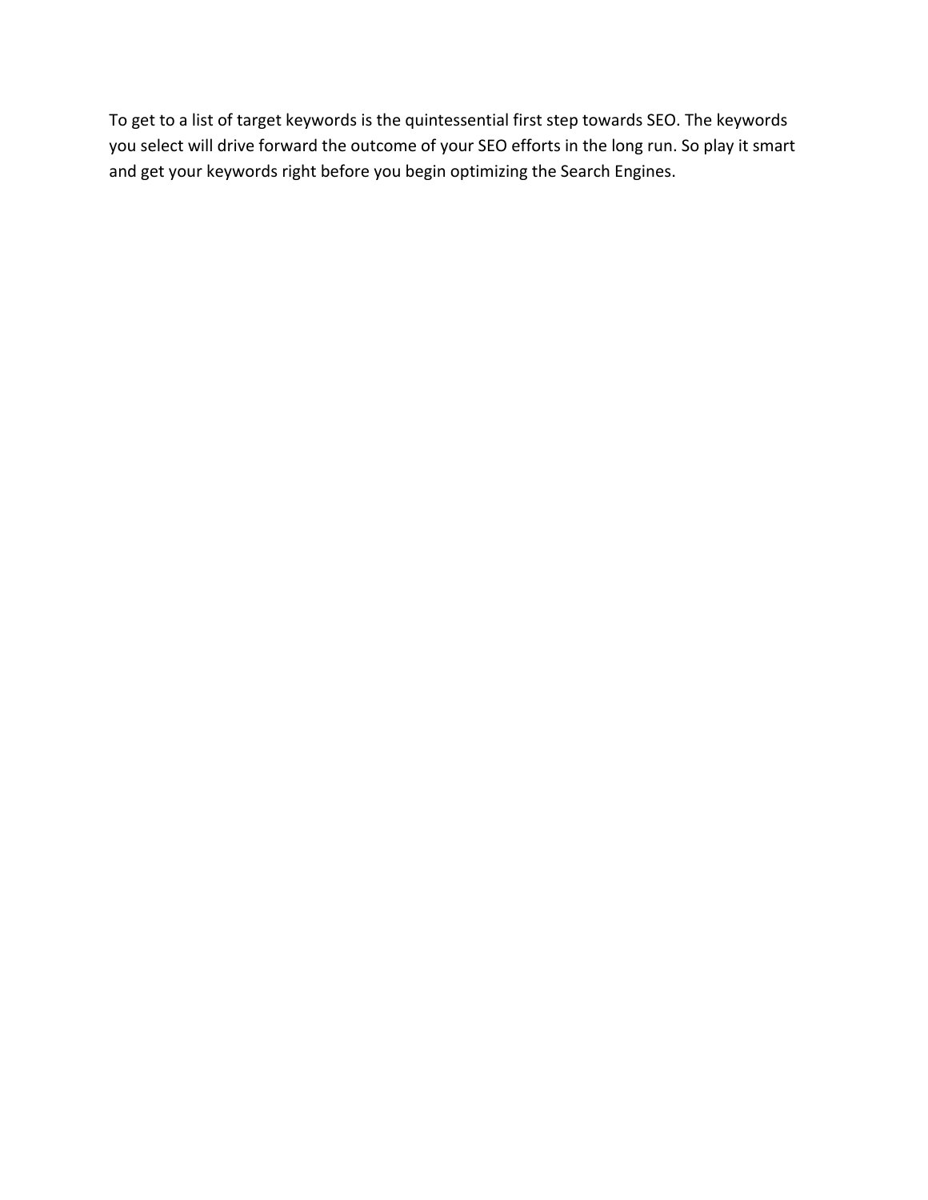To get to a list of target keywords is the quintessential first step towards SEO. The keywords you select will drive forward the outcome of your SEO efforts in the long run. So play it smart and get your keywords right before you begin optimizing the Search Engines.